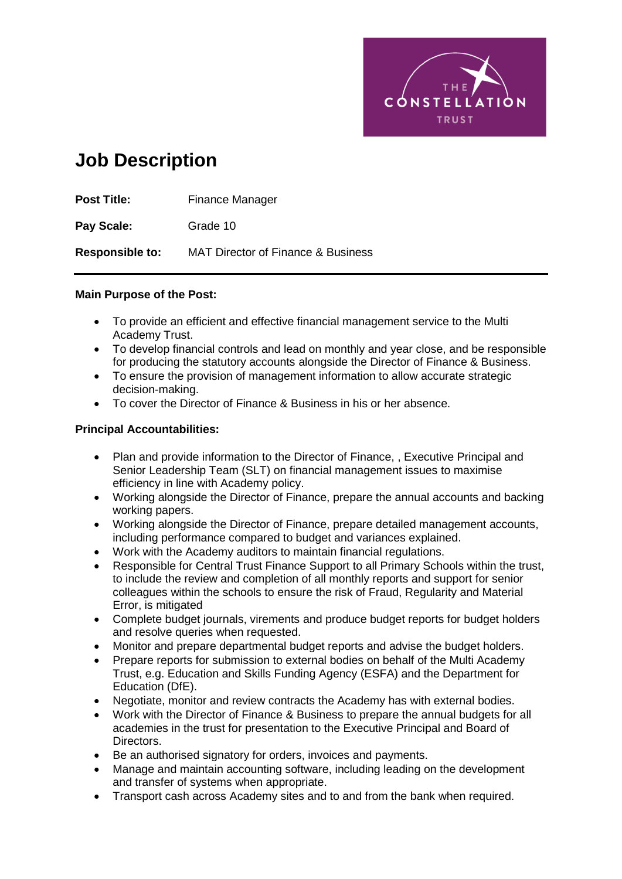# Job Description

**Post Title:** Finance Manager

**Pay Scale:** Grade 10

**Responsible to:** MAT Director of Finance & Business

---

**Main Purpose of the Post:**

- To provide an efficient and effective financial management service to the Multi Academy Trust.
- To develop financial controls and lead on monthly and year close, and be responsible for producing the statutory accounts alongside the Director of Finance & Business.
- To ensure the provision of management information to allow accurate strategic decision-making.
- To cover the Director of Finance & Business in his or her absence.

**Principal Accountabilities:**

- Plan and provide information to the Director of Finance, , Executive Principal and Senior Leadership Team (SLT) on financial management issues to maximise efficiency in line with Academy policy.
- Working alongside the Director of Finance, prepare the annual accounts and backing working papers.
- Working alongside the Director of Finance, prepare detailed management accounts, including performance compared to budget and variances explained.
- Work with the Academy auditors to maintain financial regulations.
- Responsible for Central Trust Finance Support to all Primary Schools within the trust, to include the review and completion of all monthly reports and support for senior colleagues within the schools to ensure the risk of Fraud, Regularity and Material Error, is mitigated
- Complete budget journals, virements and produce budget reports for budget holders and resolve queries when requested.
- Monitor and prepare departmental budget reports and advise the budget holders.
- Prepare reports for submission to external bodies on behalf of the Multi Academy Trust, e.g. Education and Skills Funding Agency (ESFA) and the Department for Education (DfE).
- Negotiate, monitor and review contracts the Academy has with external bodies.
- Work with the Director of Finance & Business to prepare the annual budgets for all academies in the trust for presentation to the Executive Principal and Board of Directors.
- Be an authorised signatory for orders, invoices and payments.
- Manage and maintain accounting software, including leading on the development and transfer of systems when appropriate.
- Transport cash across Academy sites and to and from the bank when required.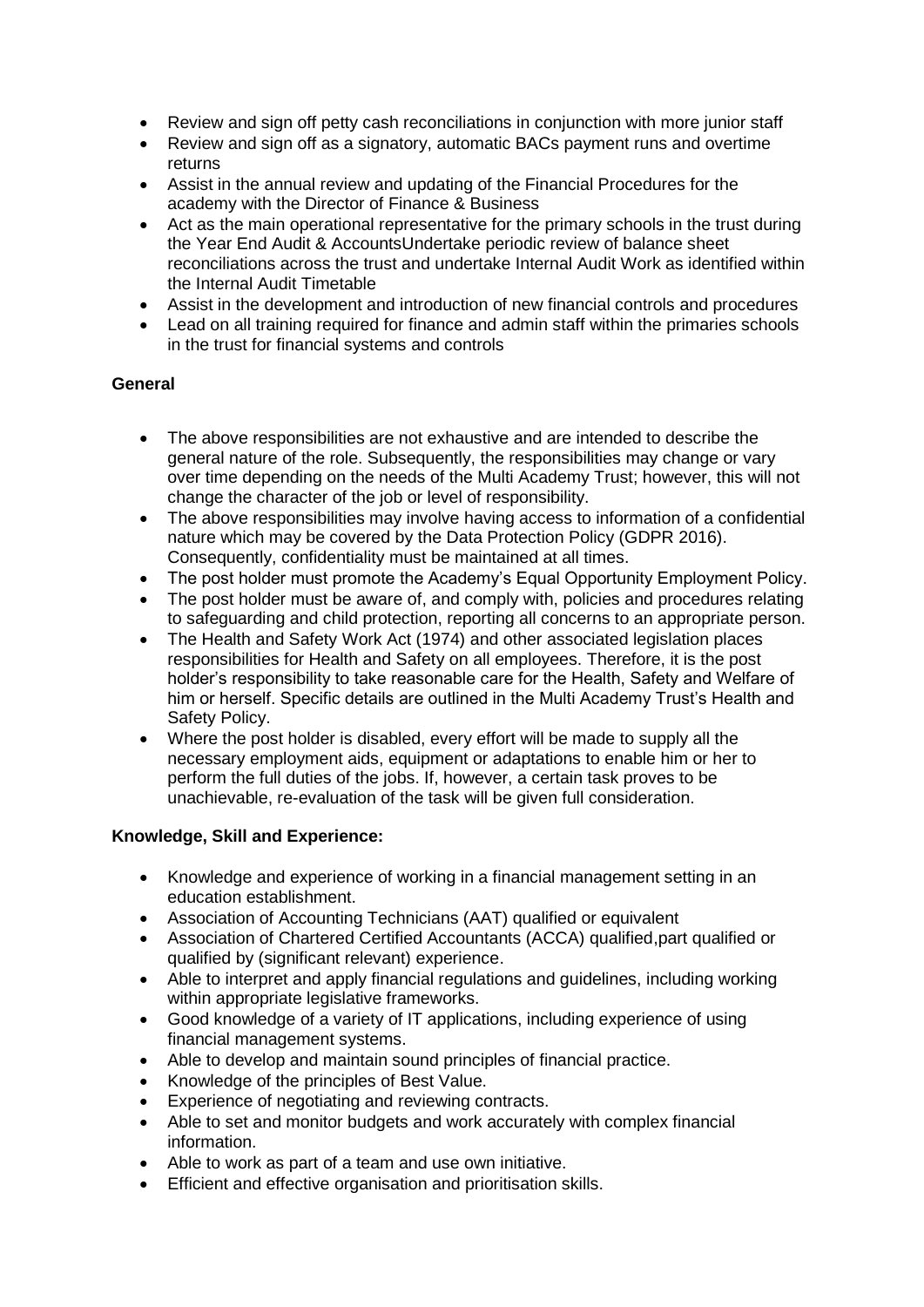- Review and sign off petty cash reconciliations in conjunction with more junior staff
- Review and sign off as a signatory, automatic BACs payment runs and overtime returns
- Assist in the annual review and updating of the Financial Procedures for the academy with the Director of Finance & Business
- Act as the main operational representative for the primary schools in the trust during the Year End Audit & AccountsUndertake periodic review of balance sheet reconciliations across the trust and undertake Internal Audit Work as identified within the Internal Audit Timetable
- Assist in the development and introduction of new financial controls and procedures
- Lead on all training required for finance and admin staff within the primaries schools in the trust for financial systems and controls

**General**

- The above responsibilities are not exhaustive and are intended to describe the general nature of the role. Subsequently, the responsibilities may change or vary over time depending on the needs of the Multi Academy Trust; however, this will not change the character of the job or level of responsibility.
- The above responsibilities may involve having access to information of a confidential nature which may be covered by the Data Protection Policy (GDPR 2016). Consequently, confidentiality must be maintained at all times.
- The post holder must promote the Academy's Equal Opportunity Employment Policy.
- The post holder must be aware of, and comply with, policies and procedures relating to safeguarding and child protection, reporting all concerns to an appropriate person.
- The Health and Safety Work Act (1974) and other associated legislation places responsibilities for Health and Safety on all employees. Therefore, it is the post holder's responsibility to take reasonable care for the Health, Safety and Welfare of him or herself. Specific details are outlined in the Multi Academy Trust's Health and Safety Policy.
- Where the post holder is disabled, every effort will be made to supply all the necessary employment aids, equipment or adaptations to enable him or her to perform the full duties of the jobs. If, however, a certain task proves to be unachievable, re-evaluation of the task will be given full consideration.

**Knowledge, Skill and Experience:**

- Knowledge and experience of working in a financial management setting in an education establishment.
- Association of Accounting Technicians (AAT) qualified or equivalent
- Association of Chartered Certified Accountants (ACCA) qualified,part qualified or qualified by (significant relevant) experience.
- Able to interpret and apply financial regulations and guidelines, including working within appropriate legislative frameworks.
- Good knowledge of a variety of IT applications, including experience of using financial management systems.
- Able to develop and maintain sound principles of financial practice.
- Knowledge of the principles of Best Value.
- Experience of negotiating and reviewing contracts.
- Able to set and monitor budgets and work accurately with complex financial information.
- Able to work as part of a team and use own initiative.
- Efficient and effective organisation and prioritisation skills.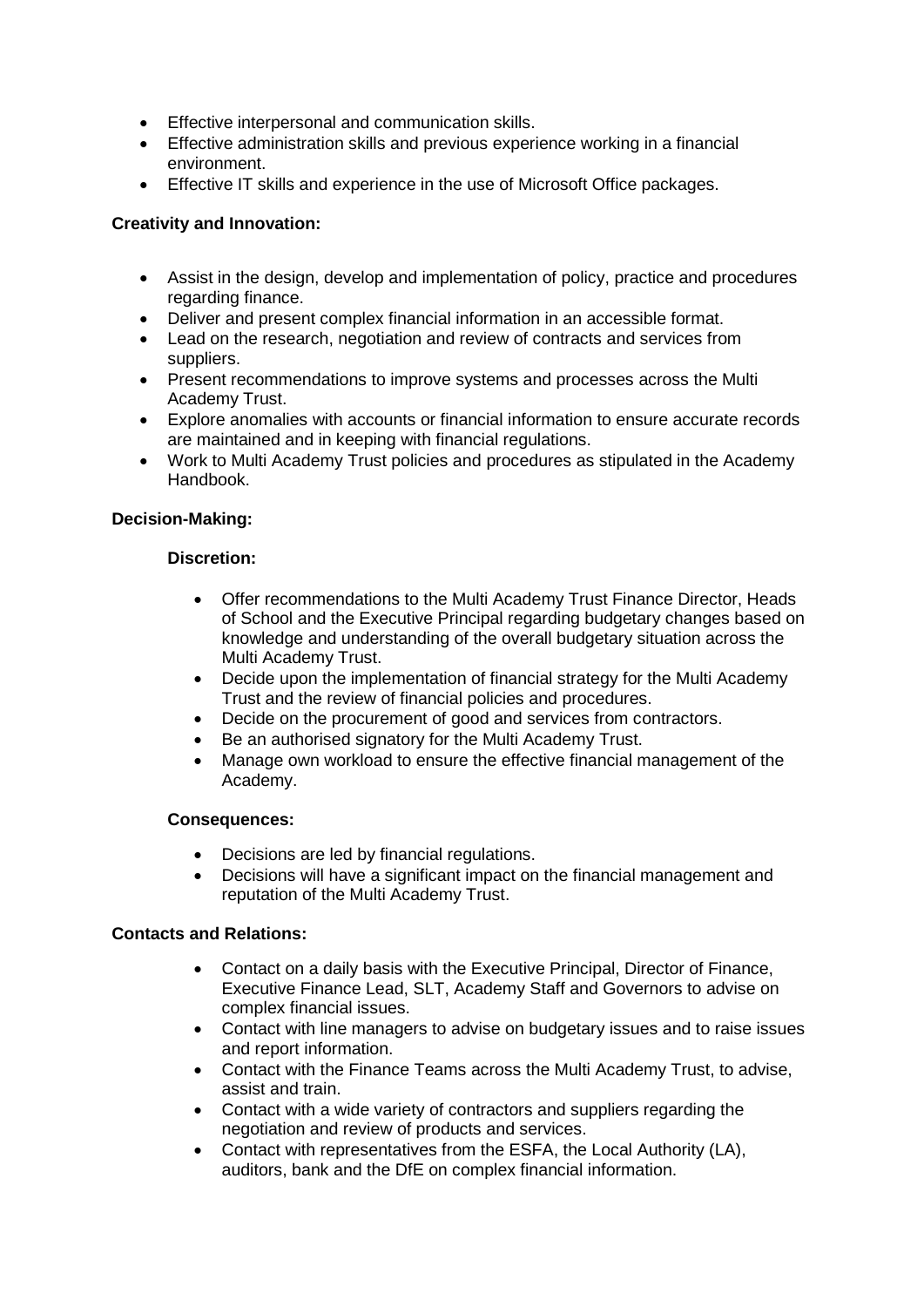- Effective interpersonal and communication skills.
- Effective administration skills and previous experience working in a financial environment.
- Effective IT skills and experience in the use of Microsoft Office packages.

**Creativity and Innovation:**

- Assist in the design, develop and implementation of policy, practice and procedures regarding finance.
- Deliver and present complex financial information in an accessible format.
- Lead on the research, negotiation and review of contracts and services from suppliers.
- Present recommendations to improve systems and processes across the Multi Academy Trust.
- Explore anomalies with accounts or financial information to ensure accurate records are maintained and in keeping with financial regulations.
- Work to Multi Academy Trust policies and procedures as stipulated in the Academy Handbook.

**Decision-Making:**

**Discretion:**

- Offer recommendations to the Multi Academy Trust Finance Director, Heads of School and the Executive Principal regarding budgetary changes based on knowledge and understanding of the overall budgetary situation across the Multi Academy Trust.
- Decide upon the implementation of financial strategy for the Multi Academy Trust and the review of financial policies and procedures.
- Decide on the procurement of good and services from contractors.
- Be an authorised signatory for the Multi Academy Trust.
- Manage own workload to ensure the effective financial management of the Academy.

**Consequences:**

- Decisions are led by financial regulations.
- Decisions will have a significant impact on the financial management and reputation of the Multi Academy Trust.

**Contacts and Relations:**

- Contact on a daily basis with the Executive Principal, Director of Finance, Executive Finance Lead, SLT, Academy Staff and Governors to advise on complex financial issues.
- Contact with line managers to advise on budgetary issues and to raise issues and report information.
- Contact with the Finance Teams across the Multi Academy Trust, to advise, assist and train.
- Contact with a wide variety of contractors and suppliers regarding the negotiation and review of products and services.
- Contact with representatives from the ESFA, the Local Authority (LA), auditors, bank and the DfE on complex financial information.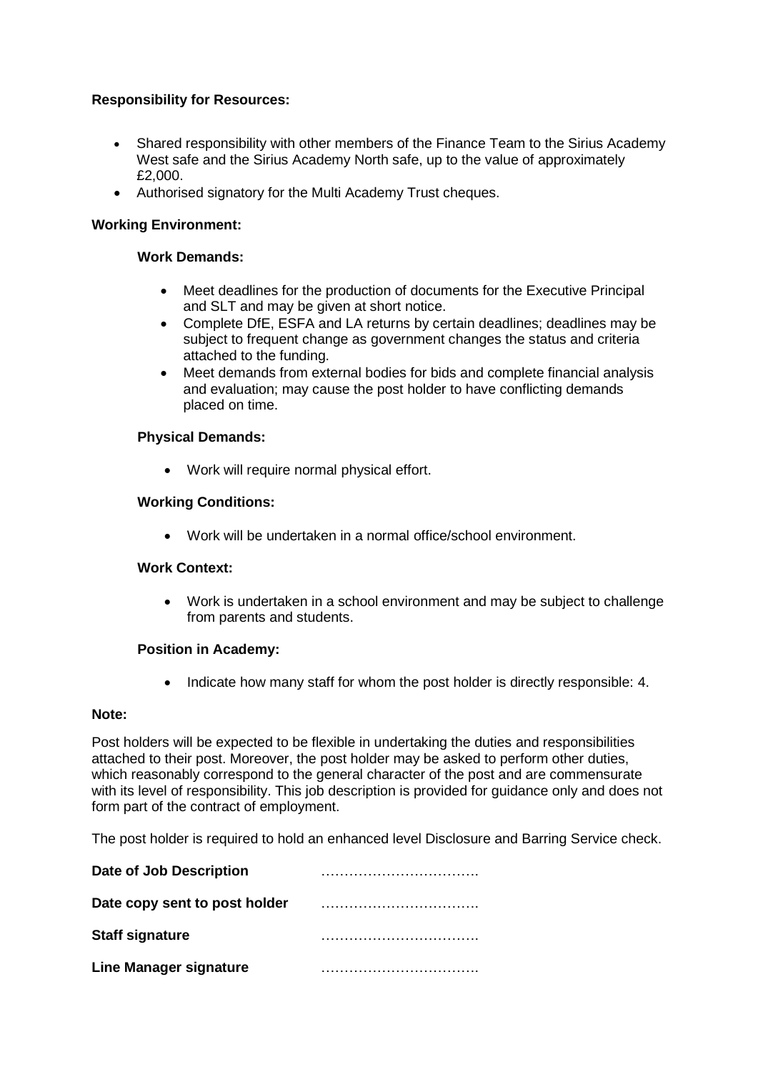**Responsibility for Resources:**

- Shared responsibility with other members of the Finance Team to the Sirius Academy West safe and the Sirius Academy North safe, up to the value of approximately £2,000.
- Authorised signatory for the Multi Academy Trust cheques.

**Working Environment:**

**Work Demands:**

- Meet deadlines for the production of documents for the Executive Principal and SLT and may be given at short notice.
- Complete DfE, ESFA and LA returns by certain deadlines; deadlines may be subject to frequent change as government changes the status and criteria attached to the funding.
- Meet demands from external bodies for bids and complete financial analysis and evaluation; may cause the post holder to have conflicting demands placed on time.

**Physical Demands:**

- Work will require normal physical effort.

**Working Conditions:**

- Work will be undertaken in a normal office/school environment.

**Work Context:**

- Work is undertaken in a school environment and may be subject to challenge from parents and students.

**Position in Academy:**

- Indicate how many staff for whom the post holder is directly responsible: 4.

**Note:**

Post holders will be expected to be flexible in undertaking the duties and responsibilities attached to their post. Moreover, the post holder may be asked to perform other duties, which reasonably correspond to the general character of the post and are commensurate with its level of responsibility. This job description is provided for guidance only and does not form part of the contract of employment.

The post holder is required to hold an enhanced level Disclosure and Barring Service check.

**Date of Job Description** …………………………….

**Date copy sent to post holder** …………………………….

**Staff signature** …………………………….

**Line Manager signature** …………………………….